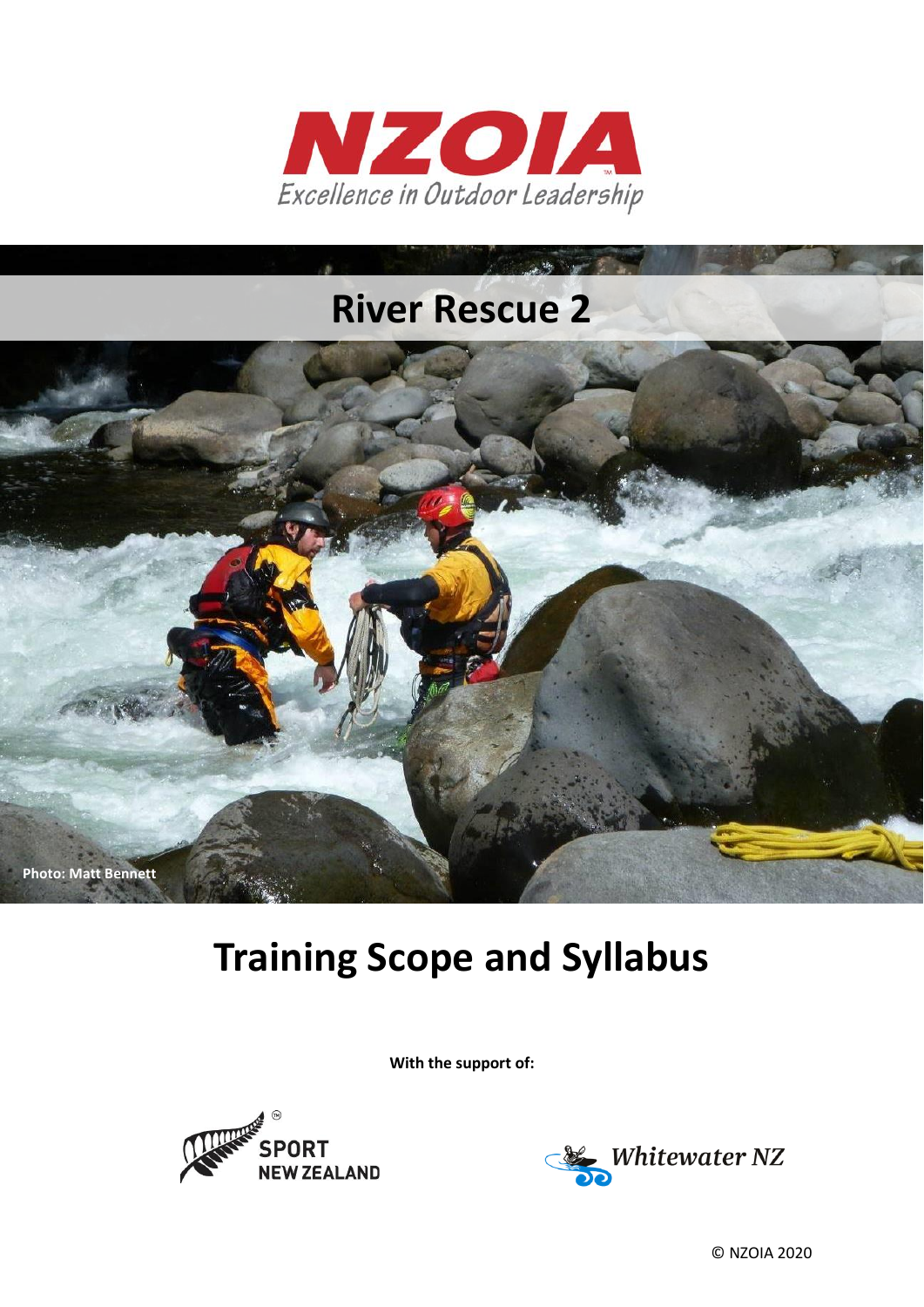NZOIA

*Excellence in Outdoor Leadership*

# River Rescue 2

Photo: Matt Bennett

# Training Scope and Syllabus

**With the support of:**

SPORT NEW ZEALAND

Whitewater NZ

© NZOIA 2020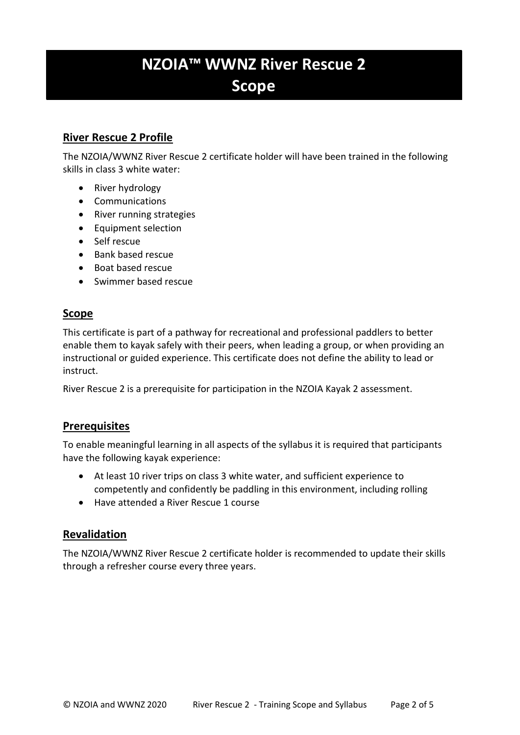# NZOIA™ WWNZ River Rescue 2 Scope

## River Rescue 2 Profile

The NZOIA/WWNZ River Rescue 2 certificate holder will have been trained in the following skills in class 3 white water:

- River hydrology
- Communications
- River running strategies
- Equipment selection
- Self rescue
- Bank based rescue
- Boat based rescue
- Swimmer based rescue

## Scope

This certificate is part of a pathway for recreational and professional paddlers to better enable them to kayak safely with their peers, when leading a group, or when providing an instructional or guided experience. This certificate does not define the ability to lead or instruct.

River Rescue 2 is a prerequisite for participation in the NZOIA Kayak 2 assessment.

## Prerequisites

To enable meaningful learning in all aspects of the syllabus it is required that participants have the following kayak experience:

- At least 10 river trips on class 3 white water, and sufficient experience to competently and confidently be paddling in this environment, including rolling
- Have attended a River Rescue 1 course

## Revalidation

The NZOIA/WWNZ River Rescue 2 certificate holder is recommended to update their skills through a refresher course every three years.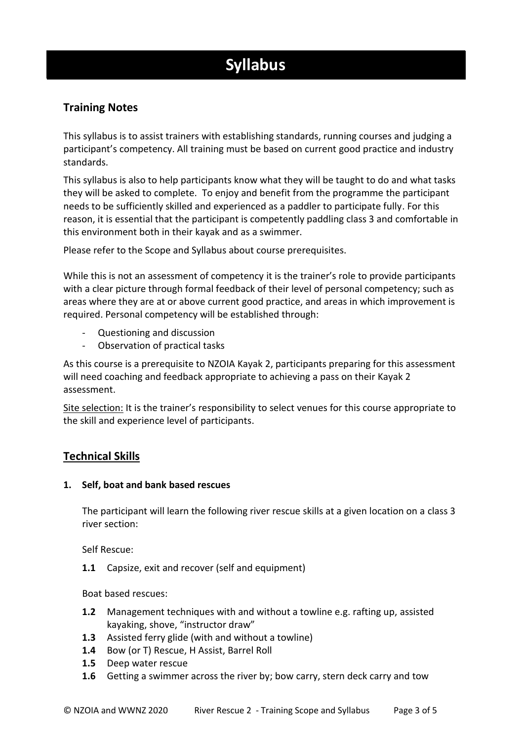# Syllabus

## Training Notes

This syllabus is to assist trainers with establishing standards, running courses and judging a participant's competency. All training must be based on current good practice and industry standards.

This syllabus is also to help participants know what they will be taught to do and what tasks they will be asked to complete. To enjoy and benefit from the programme the participant needs to be sufficiently skilled and experienced as a paddler to participate fully. For this reason, it is essential that the participant is competently paddling class 3 and comfortable in this environment both in their kayak and as a swimmer.

Please refer to the Scope and Syllabus about course prerequisites.

While this is not an assessment of competency it is the trainer's role to provide participants with a clear picture through formal feedback of their level of personal competency; such as areas where they are at or above current good practice, and areas in which improvement is required. Personal competency will be established through:

- Questioning and discussion
- Observation of practical tasks

As this course is a prerequisite to NZOIA Kayak 2, participants preparing for this assessment will need coaching and feedback appropriate to achieving a pass on their Kayak 2 assessment.

Site selection: It is the trainer's responsibility to select venues for this course appropriate to the skill and experience level of participants.

## Technical Skills

**1. Self, boat and bank based rescues**

The participant will learn the following river rescue skills at a given location on a class 3 river section:

Self Rescue:

**1.1** Capsize, exit and recover (self and equipment)

Boat based rescues:

**1.2** Management techniques with and without a towline e.g. rafting up, assisted kayaking, shove, "instructor draw"
**1.3** Assisted ferry glide (with and without a towline)
**1.4** Bow (or T) Rescue, H Assist, Barrel Roll
**1.5** Deep water rescue
**1.6** Getting a swimmer across the river by; bow carry, stern deck carry and tow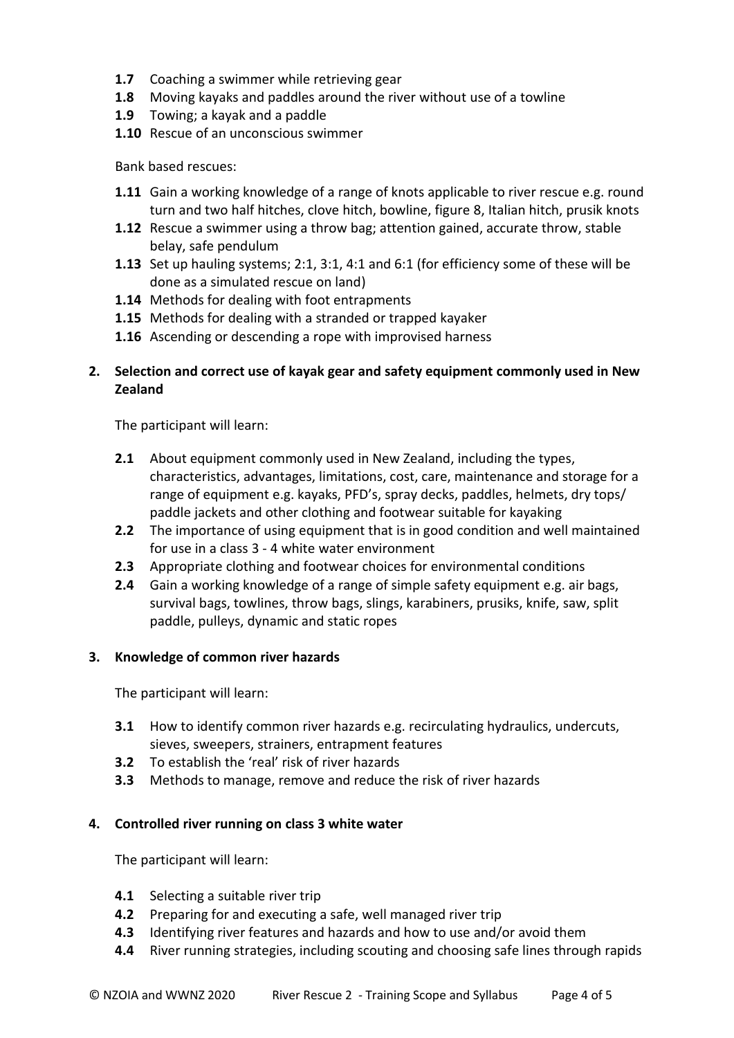- **1.7** Coaching a swimmer while retrieving gear
- **1.8** Moving kayaks and paddles around the river without use of a towline
- **1.9** Towing; a kayak and a paddle
- **1.10** Rescue of an unconscious swimmer

Bank based rescues:

- **1.11** Gain a working knowledge of a range of knots applicable to river rescue e.g. round turn and two half hitches, clove hitch, bowline, figure 8, Italian hitch, prusik knots
- **1.12** Rescue a swimmer using a throw bag; attention gained, accurate throw, stable belay, safe pendulum
- **1.13** Set up hauling systems; 2:1, 3:1, 4:1 and 6:1 (for efficiency some of these will be done as a simulated rescue on land)
- **1.14** Methods for dealing with foot entrapments
- **1.15** Methods for dealing with a stranded or trapped kayaker
- **1.16** Ascending or descending a rope with improvised harness

## 2. Selection and correct use of kayak gear and safety equipment commonly used in New Zealand

The participant will learn:

- **2.1** About equipment commonly used in New Zealand, including the types, characteristics, advantages, limitations, cost, care, maintenance and storage for a range of equipment e.g. kayaks, PFD's, spray decks, paddles, helmets, dry tops/ paddle jackets and other clothing and footwear suitable for kayaking
- **2.2** The importance of using equipment that is in good condition and well maintained for use in a class 3 - 4 white water environment
- **2.3** Appropriate clothing and footwear choices for environmental conditions
- **2.4** Gain a working knowledge of a range of simple safety equipment e.g. air bags, survival bags, towlines, throw bags, slings, karabiners, prusiks, knife, saw, split paddle, pulleys, dynamic and static ropes

## 3. Knowledge of common river hazards

The participant will learn:

- **3.1** How to identify common river hazards e.g. recirculating hydraulics, undercuts, sieves, sweepers, strainers, entrapment features
- **3.2** To establish the 'real' risk of river hazards
- **3.3** Methods to manage, remove and reduce the risk of river hazards

## 4. Controlled river running on class 3 white water

The participant will learn:

- **4.1** Selecting a suitable river trip
- **4.2** Preparing for and executing a safe, well managed river trip
- **4.3** Identifying river features and hazards and how to use and/or avoid them
- **4.4** River running strategies, including scouting and choosing safe lines through rapids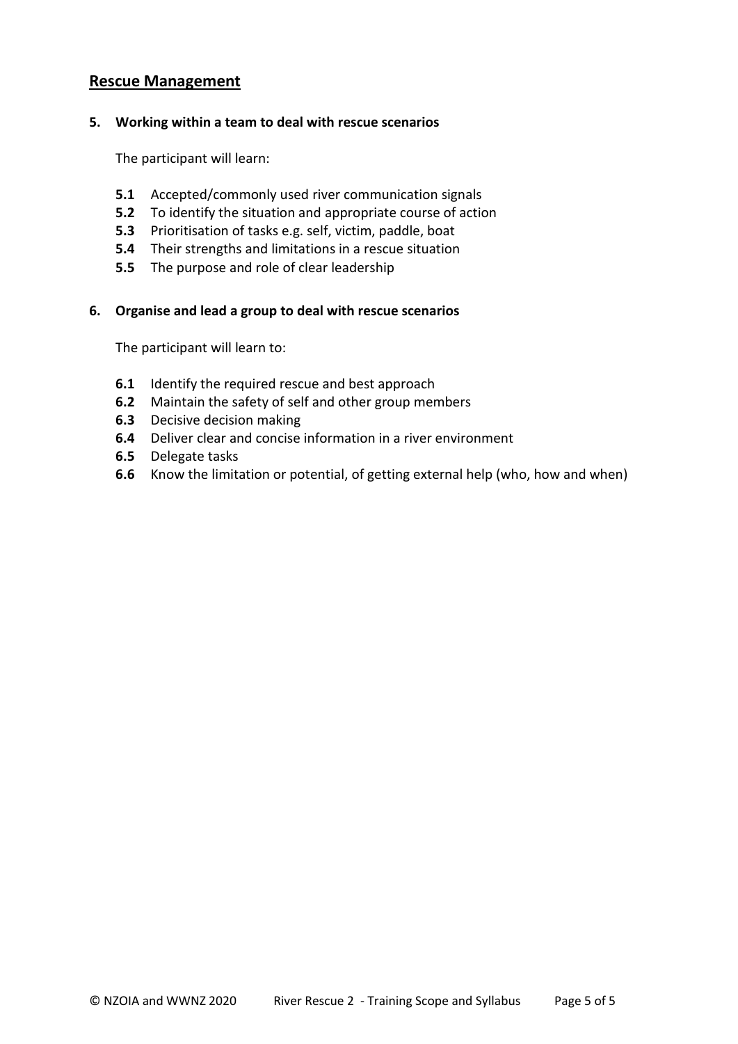## Rescue Management

**5. Working within a team to deal with rescue scenarios**

The participant will learn:

- **5.1** Accepted/commonly used river communication signals
- **5.2** To identify the situation and appropriate course of action
- **5.3** Prioritisation of tasks e.g. self, victim, paddle, boat
- **5.4** Their strengths and limitations in a rescue situation
- **5.5** The purpose and role of clear leadership

**6. Organise and lead a group to deal with rescue scenarios**

The participant will learn to:

- **6.1** Identify the required rescue and best approach
- **6.2** Maintain the safety of self and other group members
- **6.3** Decisive decision making
- **6.4** Deliver clear and concise information in a river environment
- **6.5** Delegate tasks
- **6.6** Know the limitation or potential, of getting external help (who, how and when)